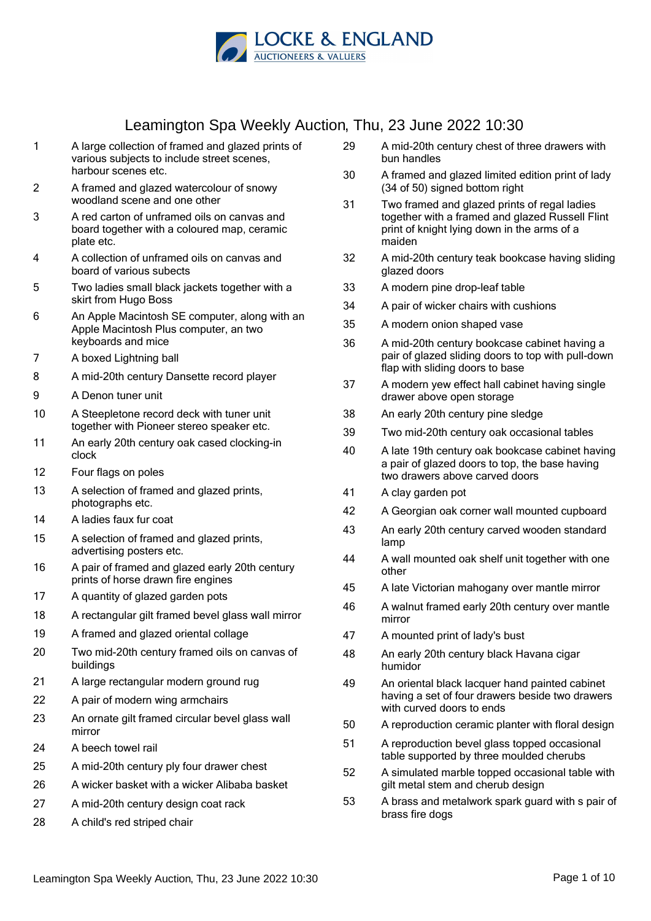# LOCKE & ENGLAND

AUCTIONEERS & VALUERS

## Leamington Spa Weekly Auction, Thu, 23 June 2022 10:30

| Lot | Description |
|---|---|
| 1 | A large collection of framed and glazed prints of various subjects to include street scenes, harbour scenes etc. |
| 2 | A framed and glazed watercolour of snowy woodland scene and one other |
| 3 | A red carton of unframed oils on canvas and board together with a coloured map, ceramic plate etc. |
| 4 | A collection of unframed oils on canvas and board of various subects |
| 5 | Two ladies small black jackets together with a skirt from Hugo Boss |
| 6 | An Apple Macintosh SE computer, along with an Apple Macintosh Plus computer, an two keyboards and mice |
| 7 | A boxed Lightning ball |
| 8 | A mid-20th century Dansette record player |
| 9 | A Denon tuner unit |
| 10 | A Steepletone record deck with tuner unit together with Pioneer stereo speaker etc. |
| 11 | An early 20th century oak cased clocking-in clock |
| 12 | Four flags on poles |
| 13 | A selection of framed and glazed prints, photographs etc. |
| 14 | A ladies faux fur coat |
| 15 | A selection of framed and glazed prints, advertising posters etc. |
| 16 | A pair of framed and glazed early 20th century prints of horse drawn fire engines |
| 17 | A quantity of glazed garden pots |
| 18 | A rectangular gilt framed bevel glass wall mirror |
| 19 | A framed and glazed oriental collage |
| 20 | Two mid-20th century framed oils on canvas of buildings |
| 21 | A large rectangular modern ground rug |
| 22 | A pair of modern wing armchairs |
| 23 | An ornate gilt framed circular bevel glass wall mirror |
| 24 | A beech towel rail |
| 25 | A mid-20th century ply four drawer chest |
| 26 | A wicker basket with a wicker Alibaba basket |
| 27 | A mid-20th century design coat rack |
| 28 | A child's red striped chair |
| 29 | A mid-20th century chest of three drawers with bun handles |
| 30 | A framed and glazed limited edition print of lady (34 of 50) signed bottom right |
| 31 | Two framed and glazed prints of regal ladies together with a framed and glazed Russell Flint print of knight lying down in the arms of a maiden |
| 32 | A mid-20th century teak bookcase having sliding glazed doors |
| 33 | A modern pine drop-leaf table |
| 34 | A pair of wicker chairs with cushions |
| 35 | A modern onion shaped vase |
| 36 | A mid-20th century bookcase cabinet having a pair of glazed sliding doors to top with pull-down flap with sliding doors to base |
| 37 | A modern yew effect hall cabinet having single drawer above open storage |
| 38 | An early 20th century pine sledge |
| 39 | Two mid-20th century oak occasional tables |
| 40 | A late 19th century oak bookcase cabinet having a pair of glazed doors to top, the base having two drawers above carved doors |
| 41 | A clay garden pot |
| 42 | A Georgian oak corner wall mounted cupboard |
| 43 | An early 20th century carved wooden standard lamp |
| 44 | A wall mounted oak shelf unit together with one other |
| 45 | A late Victorian mahogany over mantle mirror |
| 46 | A walnut framed early 20th century over mantle mirror |
| 47 | A mounted print of lady's bust |
| 48 | An early 20th century black Havana cigar humidor |
| 49 | An oriental black lacquer hand painted cabinet having a set of four drawers beside two drawers with curved doors to ends |
| 50 | A reproduction ceramic planter with floral design |
| 51 | A reproduction bevel glass topped occasional table supported by three moulded cherubs |
| 52 | A simulated marble topped occasional table with gilt metal stem and cherub design |
| 53 | A brass and metalwork spark guard with s pair of brass fire dogs |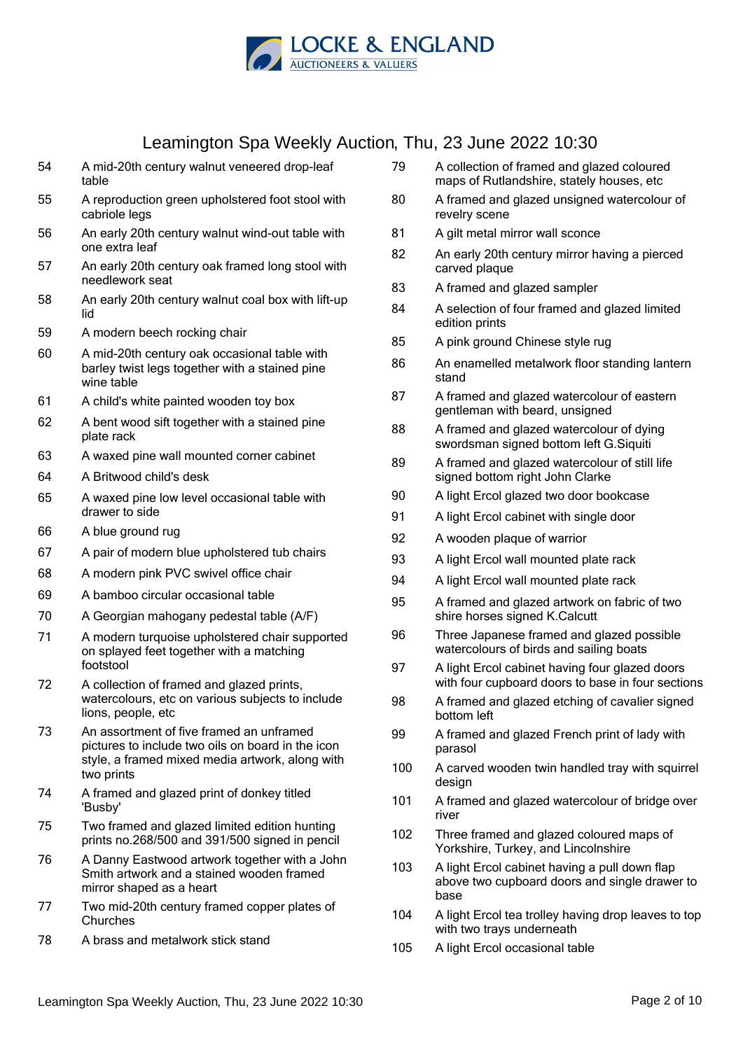# Leamington Spa Weekly Auction, Thu, 23 June 2022 10:30

| Lot | Description |
|---|---|
| 54 | A mid-20th century walnut veneered drop-leaf table |
| 55 | A reproduction green upholstered foot stool with cabriole legs |
| 56 | An early 20th century walnut wind-out table with one extra leaf |
| 57 | An early 20th century oak framed long stool with needlework seat |
| 58 | An early 20th century walnut coal box with lift-up lid |
| 59 | A modern beech rocking chair |
| 60 | A mid-20th century oak occasional table with barley twist legs together with a stained pine wine table |
| 61 | A child's white painted wooden toy box |
| 62 | A bent wood sift together with a stained pine plate rack |
| 63 | A waxed pine wall mounted corner cabinet |
| 64 | A Britwood child's desk |
| 65 | A waxed pine low level occasional table with drawer to side |
| 66 | A blue ground rug |
| 67 | A pair of modern blue upholstered tub chairs |
| 68 | A modern pink PVC swivel office chair |
| 69 | A bamboo circular occasional table |
| 70 | A Georgian mahogany pedestal table (A/F) |
| 71 | A modern turquoise upholstered chair supported on splayed feet together with a matching footstool |
| 72 | A collection of framed and glazed prints, watercolours, etc on various subjects to include lions, people, etc |
| 73 | An assortment of five framed an unframed pictures to include two oils on board in the icon style, a framed mixed media artwork, along with two prints |
| 74 | A framed and glazed print of donkey titled 'Busby' |
| 75 | Two framed and glazed limited edition hunting prints no.268/500 and 391/500 signed in pencil |
| 76 | A Danny Eastwood artwork together with a John Smith artwork and a stained wooden framed mirror shaped as a heart |
| 77 | Two mid-20th century framed copper plates of Churches |
| 78 | A brass and metalwork stick stand |
| 79 | A collection of framed and glazed coloured maps of Rutlandshire, stately houses, etc |
| 80 | A framed and glazed unsigned watercolour of revelry scene |
| 81 | A gilt metal mirror wall sconce |
| 82 | An early 20th century mirror having a pierced carved plaque |
| 83 | A framed and glazed sampler |
| 84 | A selection of four framed and glazed limited edition prints |
| 85 | A pink ground Chinese style rug |
| 86 | An enamelled metalwork floor standing lantern stand |
| 87 | A framed and glazed watercolour of eastern gentleman with beard, unsigned |
| 88 | A framed and glazed watercolour of dying swordsman signed bottom left G.Siquiti |
| 89 | A framed and glazed watercolour of still life signed bottom right John Clarke |
| 90 | A light Ercol glazed two door bookcase |
| 91 | A light Ercol cabinet with single door |
| 92 | A wooden plaque of warrior |
| 93 | A light Ercol wall mounted plate rack |
| 94 | A light Ercol wall mounted plate rack |
| 95 | A framed and glazed artwork on fabric of two shire horses signed K.Calcutt |
| 96 | Three Japanese framed and glazed possible watercolours of birds and sailing boats |
| 97 | A light Ercol cabinet having four glazed doors with four cupboard doors to base in four sections |
| 98 | A framed and glazed etching of cavalier signed bottom left |
| 99 | A framed and glazed French print of lady with parasol |
| 100 | A carved wooden twin handled tray with squirrel design |
| 101 | A framed and glazed watercolour of bridge over river |
| 102 | Three framed and glazed coloured maps of Yorkshire, Turkey, and Lincolnshire |
| 103 | A light Ercol cabinet having a pull down flap above two cupboard doors and single drawer to base |
| 104 | A light Ercol tea trolley having drop leaves to top with two trays underneath |
| 105 | A light Ercol occasional table |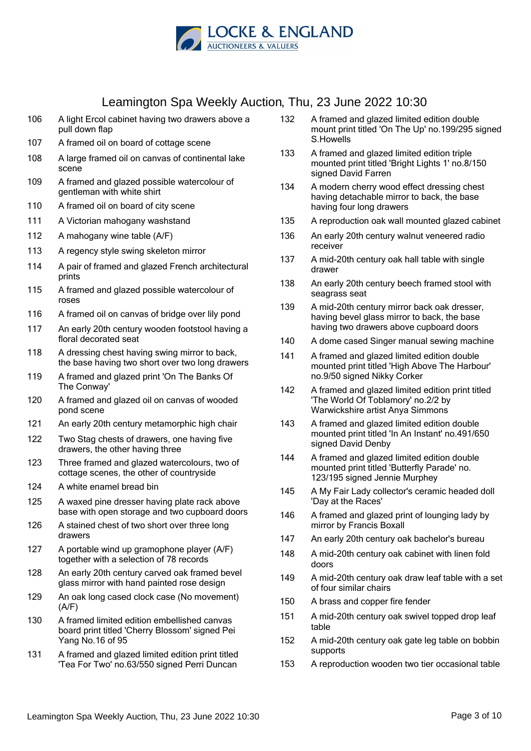# Leamington Spa Weekly Auction, Thu, 23 June 2022 10:30

| Lot | Description |
|---|---|
| 106 | A light Ercol cabinet having two drawers above a pull down flap |
| 107 | A framed oil on board of cottage scene |
| 108 | A large framed oil on canvas of continental lake scene |
| 109 | A framed and glazed possible watercolour of gentleman with white shirt |
| 110 | A framed oil on board of city scene |
| 111 | A Victorian mahogany washstand |
| 112 | A mahogany wine table (A/F) |
| 113 | A regency style swing skeleton mirror |
| 114 | A pair of framed and glazed French architectural prints |
| 115 | A framed and glazed possible watercolour of roses |
| 116 | A framed oil on canvas of bridge over lily pond |
| 117 | An early 20th century wooden footstool having a floral decorated seat |
| 118 | A dressing chest having swing mirror to back, the base having two short over two long drawers |
| 119 | A framed and glazed print 'On The Banks Of The Conway' |
| 120 | A framed and glazed oil on canvas of wooded pond scene |
| 121 | An early 20th century metamorphic high chair |
| 122 | Two Stag chests of drawers, one having five drawers, the other having three |
| 123 | Three framed and glazed watercolours, two of cottage scenes, the other of countryside |
| 124 | A white enamel bread bin |
| 125 | A waxed pine dresser having plate rack above base with open storage and two cupboard doors |
| 126 | A stained chest of two short over three long drawers |
| 127 | A portable wind up gramophone player (A/F) together with a selection of 78 records |
| 128 | An early 20th century carved oak framed bevel glass mirror with hand painted rose design |
| 129 | An oak long cased clock case (No movement) (A/F) |
| 130 | A framed limited edition embellished canvas board print titled 'Cherry Blossom' signed Pei Yang No.16 of 95 |
| 131 | A framed and glazed limited edition print titled 'Tea For Two' no.63/550 signed Perri Duncan |
| 132 | A framed and glazed limited edition double mount print titled 'On The Up' no.199/295 signed S.Howells |
| 133 | A framed and glazed limited edition triple mounted print titled 'Bright Lights 1' no.8/150 signed David Farren |
| 134 | A modern cherry wood effect dressing chest having detachable mirror to back, the base having four long drawers |
| 135 | A reproduction oak wall mounted glazed cabinet |
| 136 | An early 20th century walnut veneered radio receiver |
| 137 | A mid-20th century oak hall table with single drawer |
| 138 | An early 20th century beech framed stool with seagrass seat |
| 139 | A mid-20th century mirror back oak dresser, having bevel glass mirror to back, the base having two drawers above cupboard doors |
| 140 | A dome cased Singer manual sewing machine |
| 141 | A framed and glazed limited edition double mounted print titled 'High Above The Harbour' no.9/50 signed Nikky Corker |
| 142 | A framed and glazed limited edition print titled 'The World Of Toblamory' no.2/2 by Warwickshire artist Anya Simmons |
| 143 | A framed and glazed limited edition double mounted print titled 'In An Instant' no.491/650 signed David Denby |
| 144 | A framed and glazed limited edition double mounted print titled 'Butterfly Parade' no. 123/195 signed Jennie Murphey |
| 145 | A My Fair Lady collector's ceramic headed doll 'Day at the Races' |
| 146 | A framed and glazed print of lounging lady by mirror by Francis Boxall |
| 147 | An early 20th century oak bachelor's bureau |
| 148 | A mid-20th century oak cabinet with linen fold doors |
| 149 | A mid-20th century oak draw leaf table with a set of four similar chairs |
| 150 | A brass and copper fire fender |
| 151 | A mid-20th century oak swivel topped drop leaf table |
| 152 | A mid-20th century oak gate leg table on bobbin supports |
| 153 | A reproduction wooden two tier occasional table |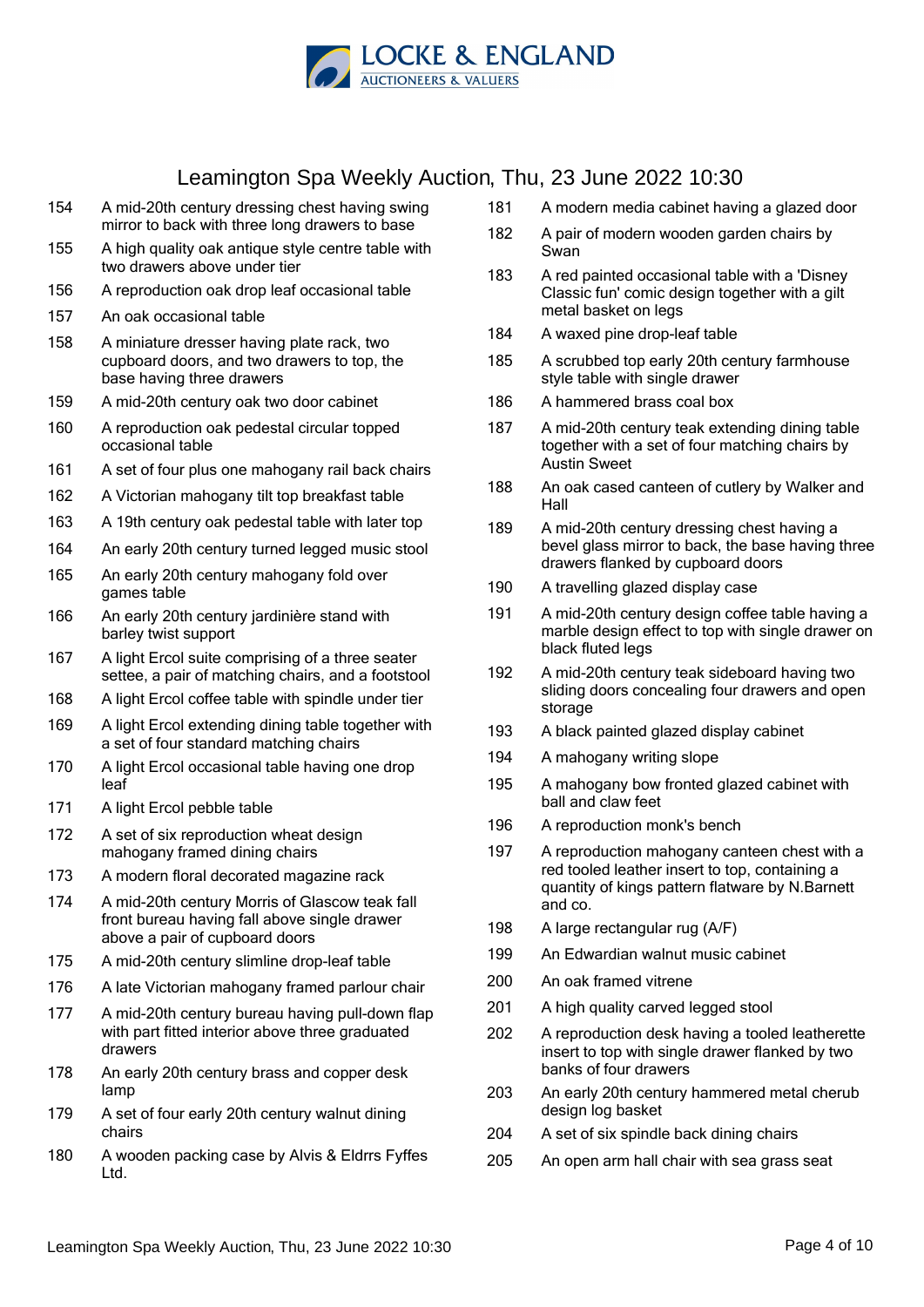# Leamington Spa Weekly Auction, Thu, 23 June 2022 10:30

154 A mid-20th century dressing chest having swing mirror to back with three long drawers to base

155 A high quality oak antique style centre table with two drawers above under tier

156 A reproduction oak drop leaf occasional table

157 An oak occasional table

158 A miniature dresser having plate rack, two cupboard doors, and two drawers to top, the base having three drawers

159 A mid-20th century oak two door cabinet

160 A reproduction oak pedestal circular topped occasional table

161 A set of four plus one mahogany rail back chairs

162 A Victorian mahogany tilt top breakfast table

163 A 19th century oak pedestal table with later top

164 An early 20th century turned legged music stool

165 An early 20th century mahogany fold over games table

166 An early 20th century jardinière stand with barley twist support

167 A light Ercol suite comprising of a three seater settee, a pair of matching chairs, and a footstool

168 A light Ercol coffee table with spindle under tier

169 A light Ercol extending dining table together with a set of four standard matching chairs

170 A light Ercol occasional table having one drop leaf

171 A light Ercol pebble table

172 A set of six reproduction wheat design mahogany framed dining chairs

173 A modern floral decorated magazine rack

174 A mid-20th century Morris of Glascow teak fall front bureau having fall above single drawer above a pair of cupboard doors

175 A mid-20th century slimline drop-leaf table

176 A late Victorian mahogany framed parlour chair

177 A mid-20th century bureau having pull-down flap with part fitted interior above three graduated drawers

178 An early 20th century brass and copper desk lamp

179 A set of four early 20th century walnut dining chairs

180 A wooden packing case by Alvis & Eldrrs Fyffes Ltd.

181 A modern media cabinet having a glazed door

182 A pair of modern wooden garden chairs by Swan

183 A red painted occasional table with a 'Disney Classic fun' comic design together with a gilt metal basket on legs

184 A waxed pine drop-leaf table

185 A scrubbed top early 20th century farmhouse style table with single drawer

186 A hammered brass coal box

187 A mid-20th century teak extending dining table together with a set of four matching chairs by Austin Sweet

188 An oak cased canteen of cutlery by Walker and Hall

189 A mid-20th century dressing chest having a bevel glass mirror to back, the base having three drawers flanked by cupboard doors

190 A travelling glazed display case

191 A mid-20th century design coffee table having a marble design effect to top with single drawer on black fluted legs

192 A mid-20th century teak sideboard having two sliding doors concealing four drawers and open storage

193 A black painted glazed display cabinet

194 A mahogany writing slope

195 A mahogany bow fronted glazed cabinet with ball and claw feet

196 A reproduction monk's bench

197 A reproduction mahogany canteen chest with a red tooled leather insert to top, containing a quantity of kings pattern flatware by N.Barnett and co.

198 A large rectangular rug (A/F)

199 An Edwardian walnut music cabinet

200 An oak framed vitrene

201 A high quality carved legged stool

202 A reproduction desk having a tooled leatherette insert to top with single drawer flanked by two banks of four drawers

203 An early 20th century hammered metal cherub design log basket

204 A set of six spindle back dining chairs

205 An open arm hall chair with sea grass seat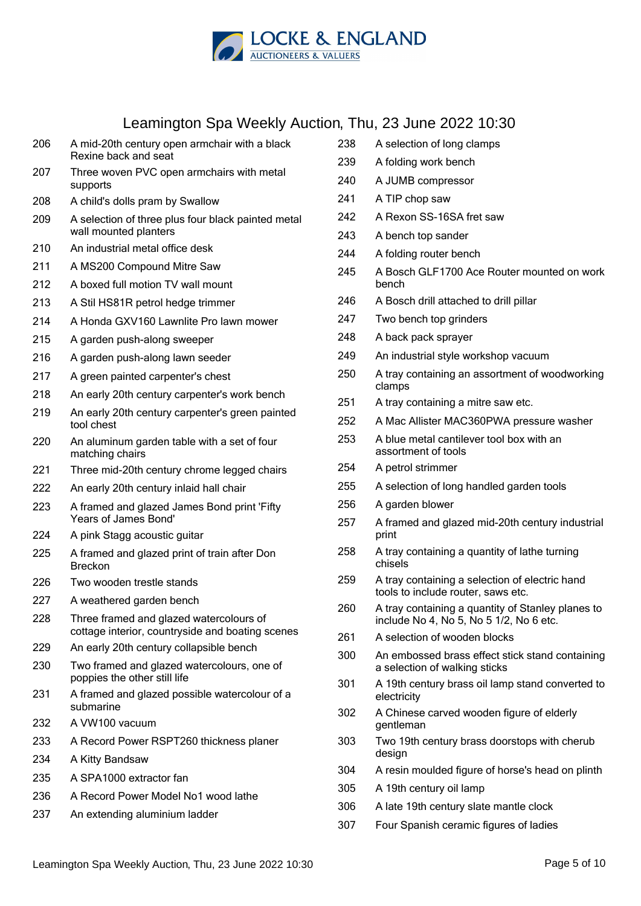# Leamington Spa Weekly Auction, Thu, 23 June 2022 10:30

| Lot | Description |
| --- | --- |
| 206 | A mid-20th century open armchair with a black Rexine back and seat |
| 207 | Three woven PVC open armchairs with metal supports |
| 208 | A child's dolls pram by Swallow |
| 209 | A selection of three plus four black painted metal wall mounted planters |
| 210 | An industrial metal office desk |
| 211 | A MS200 Compound Mitre Saw |
| 212 | A boxed full motion TV wall mount |
| 213 | A Stil HS81R petrol hedge trimmer |
| 214 | A Honda GXV160 Lawnlite Pro lawn mower |
| 215 | A garden push-along sweeper |
| 216 | A garden push-along lawn seeder |
| 217 | A green painted carpenter's chest |
| 218 | An early 20th century carpenter's work bench |
| 219 | An early 20th century carpenter's green painted tool chest |
| 220 | An aluminum garden table with a set of four matching chairs |
| 221 | Three mid-20th century chrome legged chairs |
| 222 | An early 20th century inlaid hall chair |
| 223 | A framed and glazed James Bond print 'Fifty Years of James Bond' |
| 224 | A pink Stagg acoustic guitar |
| 225 | A framed and glazed print of train after Don Breckon |
| 226 | Two wooden trestle stands |
| 227 | A weathered garden bench |
| 228 | Three framed and glazed watercolours of cottage interior, countryside and boating scenes |
| 229 | An early 20th century collapsible bench |
| 230 | Two framed and glazed watercolours, one of poppies the other still life |
| 231 | A framed and glazed possible watercolour of a submarine |
| 232 | A VW100 vacuum |
| 233 | A Record Power RSPT260 thickness planer |
| 234 | A Kitty Bandsaw |
| 235 | A SPA1000 extractor fan |
| 236 | A Record Power Model No1 wood lathe |
| 237 | An extending aluminium ladder |
| 238 | A selection of long clamps |
| 239 | A folding work bench |
| 240 | A JUMB compressor |
| 241 | A TIP chop saw |
| 242 | A Rexon SS-16SA fret saw |
| 243 | A bench top sander |
| 244 | A folding router bench |
| 245 | A Bosch GLF1700 Ace Router mounted on work bench |
| 246 | A Bosch drill attached to drill pillar |
| 247 | Two bench top grinders |
| 248 | A back pack sprayer |
| 249 | An industrial style workshop vacuum |
| 250 | A tray containing an assortment of woodworking clamps |
| 251 | A tray containing a mitre saw etc. |
| 252 | A Mac Allister MAC360PWA pressure washer |
| 253 | A blue metal cantilever tool box with an assortment of tools |
| 254 | A petrol strimmer |
| 255 | A selection of long handled garden tools |
| 256 | A garden blower |
| 257 | A framed and glazed mid-20th century industrial print |
| 258 | A tray containing a quantity of lathe turning chisels |
| 259 | A tray containing a selection of electric hand tools to include router, saws etc. |
| 260 | A tray containing a quantity of Stanley planes to include No 4, No 5, No 5 1/2, No 6 etc. |
| 261 | A selection of wooden blocks |
| 300 | An embossed brass effect stick stand containing a selection of walking sticks |
| 301 | A 19th century brass oil lamp stand converted to electricity |
| 302 | A Chinese carved wooden figure of elderly gentleman |
| 303 | Two 19th century brass doorstops with cherub design |
| 304 | A resin moulded figure of horse's head on plinth |
| 305 | A 19th century oil lamp |
| 306 | A late 19th century slate mantle clock |
| 307 | Four Spanish ceramic figures of ladies |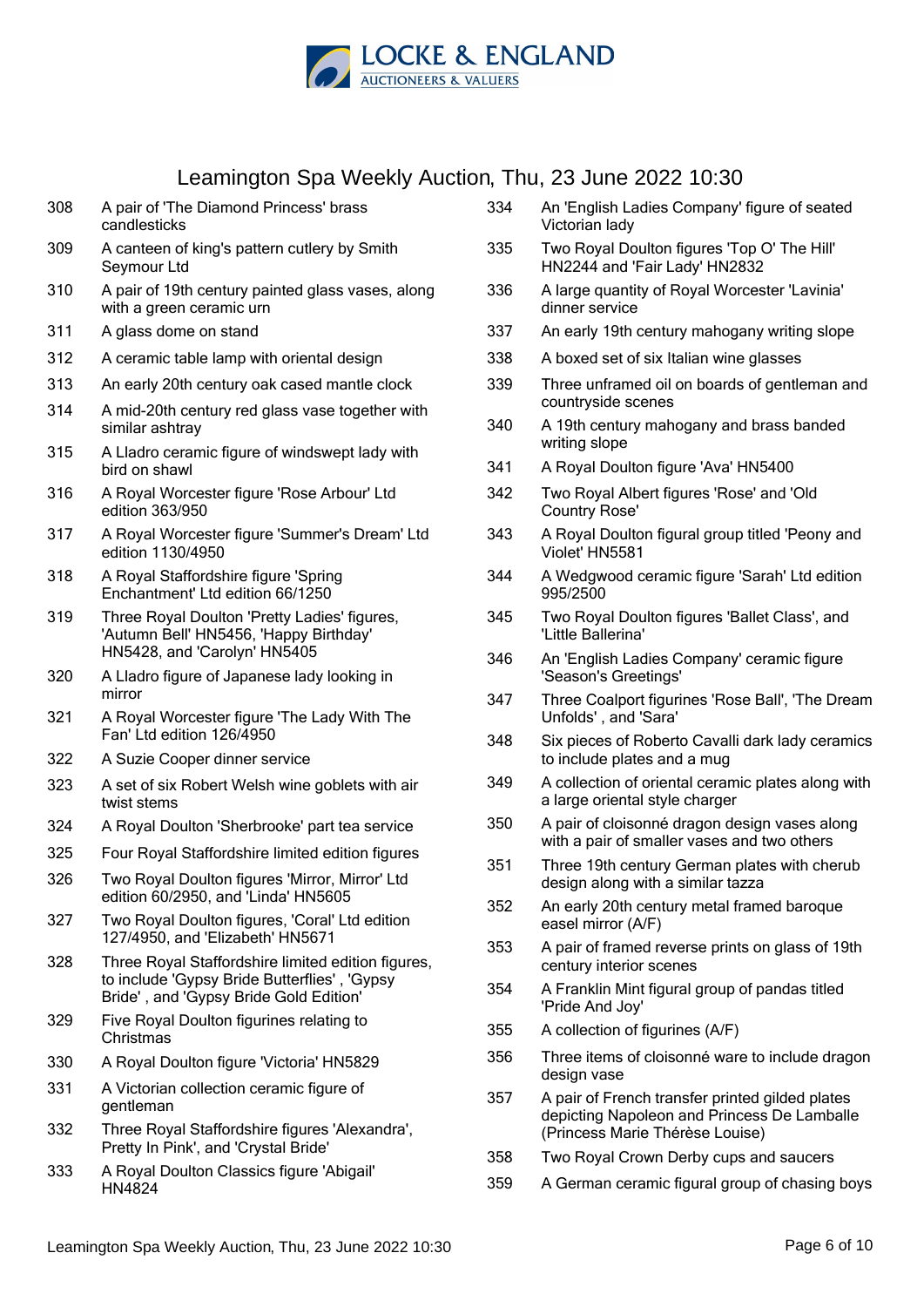# Leamington Spa Weekly Auction, Thu, 23 June 2022 10:30

| Lot | Description |
|---|---|
| 308 | A pair of 'The Diamond Princess' brass candlesticks |
| 309 | A canteen of king's pattern cutlery by Smith Seymour Ltd |
| 310 | A pair of 19th century painted glass vases, along with a green ceramic urn |
| 311 | A glass dome on stand |
| 312 | A ceramic table lamp with oriental design |
| 313 | An early 20th century oak cased mantle clock |
| 314 | A mid-20th century red glass vase together with similar ashtray |
| 315 | A Lladro ceramic figure of windswept lady with bird on shawl |
| 316 | A Royal Worcester figure 'Rose Arbour' Ltd edition 363/950 |
| 317 | A Royal Worcester figure 'Summer's Dream' Ltd edition 1130/4950 |
| 318 | A Royal Staffordshire figure 'Spring Enchantment' Ltd edition 66/1250 |
| 319 | Three Royal Doulton 'Pretty Ladies' figures, 'Autumn Bell' HN5456, 'Happy Birthday' HN5428, and 'Carolyn' HN5405 |
| 320 | A Lladro figure of Japanese lady looking in mirror |
| 321 | A Royal Worcester figure 'The Lady With The Fan' Ltd edition 126/4950 |
| 322 | A Suzie Cooper dinner service |
| 323 | A set of six Robert Welsh wine goblets with air twist stems |
| 324 | A Royal Doulton 'Sherbrooke' part tea service |
| 325 | Four Royal Staffordshire limited edition figures |
| 326 | Two Royal Doulton figures 'Mirror, Mirror' Ltd edition 60/2950, and 'Linda' HN5605 |
| 327 | Two Royal Doulton figures, 'Coral' Ltd edition 127/4950, and 'Elizabeth' HN5671 |
| 328 | Three Royal Staffordshire limited edition figures, to include 'Gypsy Bride Butterflies' , 'Gypsy Bride' , and 'Gypsy Bride Gold Edition' |
| 329 | Five Royal Doulton figurines relating to Christmas |
| 330 | A Royal Doulton figure 'Victoria' HN5829 |
| 331 | A Victorian collection ceramic figure of gentleman |
| 332 | Three Royal Staffordshire figures 'Alexandra', Pretty In Pink', and 'Crystal Bride' |
| 333 | A Royal Doulton Classics figure 'Abigail' HN4824 |
| 334 | An 'English Ladies Company' figure of seated Victorian lady |
| 335 | Two Royal Doulton figures 'Top O' The Hill' HN2244 and 'Fair Lady' HN2832 |
| 336 | A large quantity of Royal Worcester 'Lavinia' dinner service |
| 337 | An early 19th century mahogany writing slope |
| 338 | A boxed set of six Italian wine glasses |
| 339 | Three unframed oil on boards of gentleman and countryside scenes |
| 340 | A 19th century mahogany and brass banded writing slope |
| 341 | A Royal Doulton figure 'Ava' HN5400 |
| 342 | Two Royal Albert figures 'Rose' and 'Old Country Rose' |
| 343 | A Royal Doulton figural group titled 'Peony and Violet' HN5581 |
| 344 | A Wedgwood ceramic figure 'Sarah' Ltd edition 995/2500 |
| 345 | Two Royal Doulton figures 'Ballet Class', and 'Little Ballerina' |
| 346 | An 'English Ladies Company' ceramic figure 'Season's Greetings' |
| 347 | Three Coalport figurines 'Rose Ball', 'The Dream Unfolds' , and 'Sara' |
| 348 | Six pieces of Roberto Cavalli dark lady ceramics to include plates and a mug |
| 349 | A collection of oriental ceramic plates along with a large oriental style charger |
| 350 | A pair of cloisonné dragon design vases along with a pair of smaller vases and two others |
| 351 | Three 19th century German plates with cherub design along with a similar tazza |
| 352 | An early 20th century metal framed baroque easel mirror (A/F) |
| 353 | A pair of framed reverse prints on glass of 19th century interior scenes |
| 354 | A Franklin Mint figural group of pandas titled 'Pride And Joy' |
| 355 | A collection of figurines (A/F) |
| 356 | Three items of cloisonné ware to include dragon design vase |
| 357 | A pair of French transfer printed gilded plates depicting Napoleon and Princess De Lamballe (Princess Marie Thérèse Louise) |
| 358 | Two Royal Crown Derby cups and saucers |
| 359 | A German ceramic figural group of chasing boys |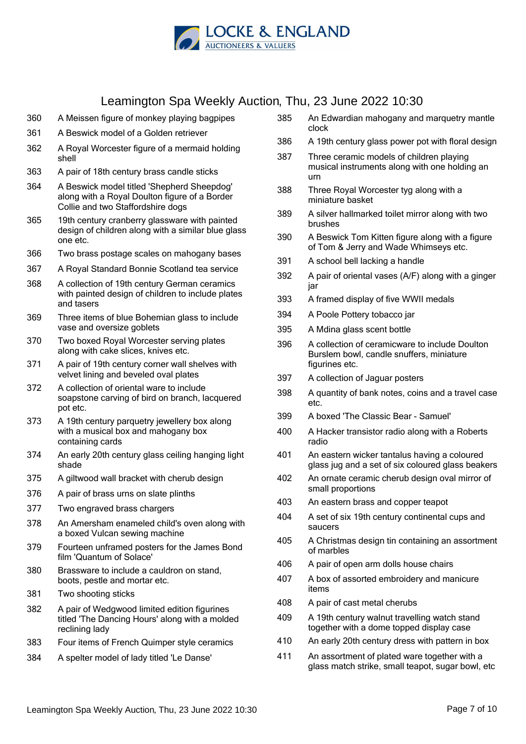# Leamington Spa Weekly Auction, Thu, 23 June 2022 10:30

| Lot | Description |
|---|---|
| 360 | A Meissen figure of monkey playing bagpipes |
| 361 | A Beswick model of a Golden retriever |
| 362 | A Royal Worcester figure of a mermaid holding shell |
| 363 | A pair of 18th century brass candle sticks |
| 364 | A Beswick model titled 'Shepherd Sheepdog' along with a Royal Doulton figure of a Border Collie and two Staffordshire dogs |
| 365 | 19th century cranberry glassware with painted design of children along with a similar blue glass one etc. |
| 366 | Two brass postage scales on mahogany bases |
| 367 | A Royal Standard Bonnie Scotland tea service |
| 368 | A collection of 19th century German ceramics with painted design of children to include plates and tasers |
| 369 | Three items of blue Bohemian glass to include vase and oversize goblets |
| 370 | Two boxed Royal Worcester serving plates along with cake slices, knives etc. |
| 371 | A pair of 19th century corner wall shelves with velvet lining and beveled oval plates |
| 372 | A collection of oriental ware to include soapstone carving of bird on branch, lacquered pot etc. |
| 373 | A 19th century parquetry jewellery box along with a musical box and mahogany box containing cards |
| 374 | An early 20th century glass ceiling hanging light shade |
| 375 | A giltwood wall bracket with cherub design |
| 376 | A pair of brass urns on slate plinths |
| 377 | Two engraved brass chargers |
| 378 | An Amersham enameled child's oven along with a boxed Vulcan sewing machine |
| 379 | Fourteen unframed posters for the James Bond film 'Quantum of Solace' |
| 380 | Brassware to include a cauldron on stand, boots, pestle and mortar etc. |
| 381 | Two shooting sticks |
| 382 | A pair of Wedgwood limited edition figurines titled 'The Dancing Hours' along with a molded reclining lady |
| 383 | Four items of French Quimper style ceramics |
| 384 | A spelter model of lady titled 'Le Danse' |
| 385 | An Edwardian mahogany and marquetry mantle clock |
| 386 | A 19th century glass power pot with floral design |
| 387 | Three ceramic models of children playing musical instruments along with one holding an urn |
| 388 | Three Royal Worcester tyg along with a miniature basket |
| 389 | A silver hallmarked toilet mirror along with two brushes |
| 390 | A Beswick Tom Kitten figure along with a figure of Tom & Jerry and Wade Whimseys etc. |
| 391 | A school bell lacking a handle |
| 392 | A pair of oriental vases (A/F) along with a ginger jar |
| 393 | A framed display of five WWII medals |
| 394 | A Poole Pottery tobacco jar |
| 395 | A Mdina glass scent bottle |
| 396 | A collection of ceramicware to include Doulton Burslem bowl, candle snuffers, miniature figurines etc. |
| 397 | A collection of Jaguar posters |
| 398 | A quantity of bank notes, coins and a travel case etc. |
| 399 | A boxed 'The Classic Bear - Samuel' |
| 400 | A Hacker transistor radio along with a Roberts radio |
| 401 | An eastern wicker tantalus having a coloured glass jug and a set of six coloured glass beakers |
| 402 | An ornate ceramic cherub design oval mirror of small proportions |
| 403 | An eastern brass and copper teapot |
| 404 | A set of six 19th century continental cups and saucers |
| 405 | A Christmas design tin containing an assortment of marbles |
| 406 | A pair of open arm dolls house chairs |
| 407 | A box of assorted embroidery and manicure items |
| 408 | A pair of cast metal cherubs |
| 409 | A 19th century walnut travelling watch stand together with a dome topped display case |
| 410 | An early 20th century dress with pattern in box |
| 411 | An assortment of plated ware together with a glass match strike, small teapot, sugar bowl, etc |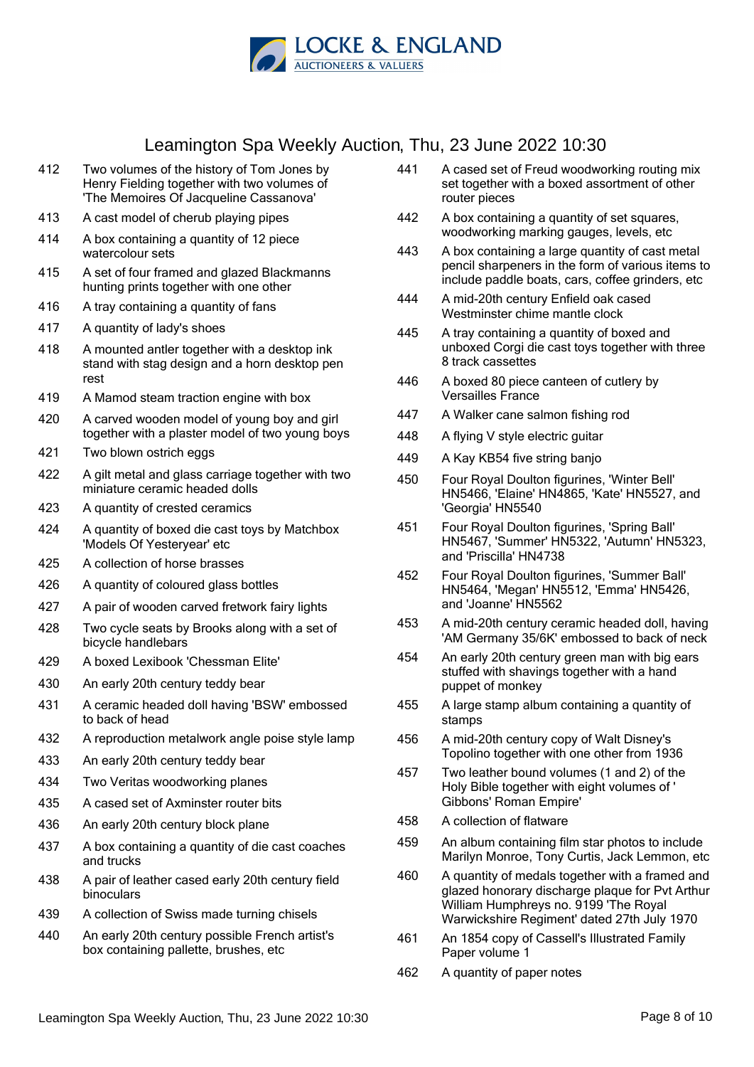# Leamington Spa Weekly Auction, Thu, 23 June 2022 10:30

| Lot | Description |
|---|---|
| 412 | Two volumes of the history of Tom Jones by Henry Fielding together with two volumes of 'The Memoires Of Jacqueline Cassanova' |
| 413 | A cast model of cherub playing pipes |
| 414 | A box containing a quantity of 12 piece watercolour sets |
| 415 | A set of four framed and glazed Blackmanns hunting prints together with one other |
| 416 | A tray containing a quantity of fans |
| 417 | A quantity of lady's shoes |
| 418 | A mounted antler together with a desktop ink stand with stag design and a horn desktop pen rest |
| 419 | A Mamod steam traction engine with box |
| 420 | A carved wooden model of young boy and girl together with a plaster model of two young boys |
| 421 | Two blown ostrich eggs |
| 422 | A gilt metal and glass carriage together with two miniature ceramic headed dolls |
| 423 | A quantity of crested ceramics |
| 424 | A quantity of boxed die cast toys by Matchbox 'Models Of Yesteryear' etc |
| 425 | A collection of horse brasses |
| 426 | A quantity of coloured glass bottles |
| 427 | A pair of wooden carved fretwork fairy lights |
| 428 | Two cycle seats by Brooks along with a set of bicycle handlebars |
| 429 | A boxed Lexibook 'Chessman Elite' |
| 430 | An early 20th century teddy bear |
| 431 | A ceramic headed doll having 'BSW' embossed to back of head |
| 432 | A reproduction metalwork angle poise style lamp |
| 433 | An early 20th century teddy bear |
| 434 | Two Veritas woodworking planes |
| 435 | A cased set of Axminster router bits |
| 436 | An early 20th century block plane |
| 437 | A box containing a quantity of die cast coaches and trucks |
| 438 | A pair of leather cased early 20th century field binoculars |
| 439 | A collection of Swiss made turning chisels |
| 440 | An early 20th century possible French artist's box containing pallette, brushes, etc |
| 441 | A cased set of Freud woodworking routing mix set together with a boxed assortment of other router pieces |
| 442 | A box containing a quantity of set squares, woodworking marking gauges, levels, etc |
| 443 | A box containing a large quantity of cast metal pencil sharpeners in the form of various items to include paddle boats, cars, coffee grinders, etc |
| 444 | A mid-20th century Enfield oak cased Westminster chime mantle clock |
| 445 | A tray containing a quantity of boxed and unboxed Corgi die cast toys together with three 8 track cassettes |
| 446 | A boxed 80 piece canteen of cutlery by Versailles France |
| 447 | A Walker cane salmon fishing rod |
| 448 | A flying V style electric guitar |
| 449 | A Kay KB54 five string banjo |
| 450 | Four Royal Doulton figurines, 'Winter Bell' HN5466, 'Elaine' HN4865, 'Kate' HN5527, and 'Georgia' HN5540 |
| 451 | Four Royal Doulton figurines, 'Spring Ball' HN5467, 'Summer' HN5322, 'Autumn' HN5323, and 'Priscilla' HN4738 |
| 452 | Four Royal Doulton figurines, 'Summer Ball' HN5464, 'Megan' HN5512, 'Emma' HN5426, and 'Joanne' HN5562 |
| 453 | A mid-20th century ceramic headed doll, having 'AM Germany 35/6K' embossed to back of neck |
| 454 | An early 20th century green man with big ears stuffed with shavings together with a hand puppet of monkey |
| 455 | A large stamp album containing a quantity of stamps |
| 456 | A mid-20th century copy of Walt Disney's Topolino together with one other from 1936 |
| 457 | Two leather bound volumes (1 and 2) of the Holy Bible together with eight volumes of ' Gibbons' Roman Empire' |
| 458 | A collection of flatware |
| 459 | An album containing film star photos to include Marilyn Monroe, Tony Curtis, Jack Lemmon, etc |
| 460 | A quantity of medals together with a framed and glazed honorary discharge plaque for Pvt Arthur William Humphreys no. 9199 'The Royal Warwickshire Regiment' dated 27th July 1970 |
| 461 | An 1854 copy of Cassell's Illustrated Family Paper volume 1 |
| 462 | A quantity of paper notes |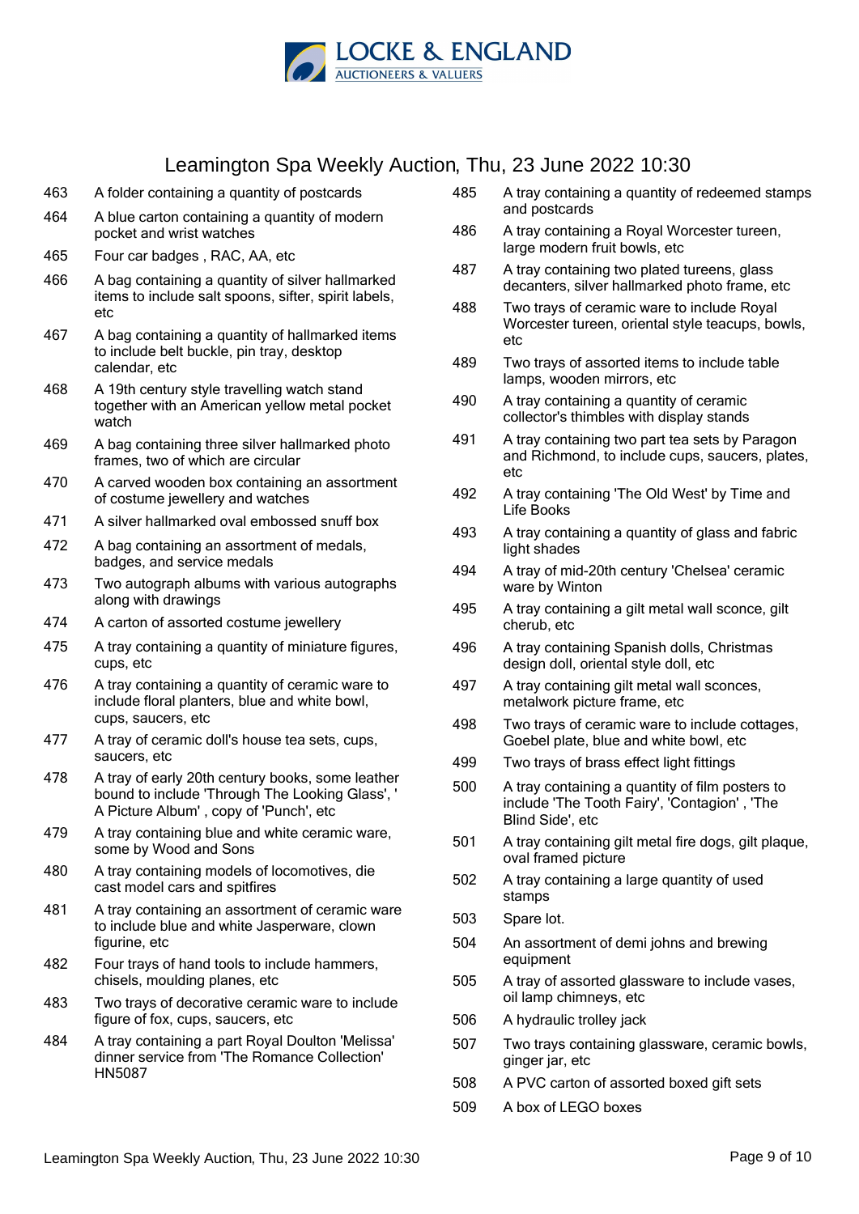# Leamington Spa Weekly Auction, Thu, 23 June 2022 10:30

| Lot | Description |
|---|---|
| 463 | A folder containing a quantity of postcards |
| 464 | A blue carton containing a quantity of modern pocket and wrist watches |
| 465 | Four car badges , RAC, AA, etc |
| 466 | A bag containing a quantity of silver hallmarked items to include salt spoons, sifter, spirit labels, etc |
| 467 | A bag containing a quantity of hallmarked items to include belt buckle, pin tray, desktop calendar, etc |
| 468 | A 19th century style travelling watch stand together with an American yellow metal pocket watch |
| 469 | A bag containing three silver hallmarked photo frames, two of which are circular |
| 470 | A carved wooden box containing an assortment of costume jewellery and watches |
| 471 | A silver hallmarked oval embossed snuff box |
| 472 | A bag containing an assortment of medals, badges, and service medals |
| 473 | Two autograph albums with various autographs along with drawings |
| 474 | A carton of assorted costume jewellery |
| 475 | A tray containing a quantity of miniature figures, cups, etc |
| 476 | A tray containing a quantity of ceramic ware to include floral planters, blue and white bowl, cups, saucers, etc |
| 477 | A tray of ceramic doll's house tea sets, cups, saucers, etc |
| 478 | A tray of early 20th century books, some leather bound to include 'Through The Looking Glass', ' A Picture Album' , copy of 'Punch', etc |
| 479 | A tray containing blue and white ceramic ware, some by Wood and Sons |
| 480 | A tray containing models of locomotives, die cast model cars and spitfires |
| 481 | A tray containing an assortment of ceramic ware to include blue and white Jasperware, clown figurine, etc |
| 482 | Four trays of hand tools to include hammers, chisels, moulding planes, etc |
| 483 | Two trays of decorative ceramic ware to include figure of fox, cups, saucers, etc |
| 484 | A tray containing a part Royal Doulton 'Melissa' dinner service from 'The Romance Collection' HN5087 |
| 485 | A tray containing a quantity of redeemed stamps and postcards |
| 486 | A tray containing a Royal Worcester tureen, large modern fruit bowls, etc |
| 487 | A tray containing two plated tureens, glass decanters, silver hallmarked photo frame, etc |
| 488 | Two trays of ceramic ware to include Royal Worcester tureen, oriental style teacups, bowls, etc |
| 489 | Two trays of assorted items to include table lamps, wooden mirrors, etc |
| 490 | A tray containing a quantity of ceramic collector's thimbles with display stands |
| 491 | A tray containing two part tea sets by Paragon and Richmond, to include cups, saucers, plates, etc |
| 492 | A tray containing 'The Old West' by Time and Life Books |
| 493 | A tray containing a quantity of glass and fabric light shades |
| 494 | A tray of mid-20th century 'Chelsea' ceramic ware by Winton |
| 495 | A tray containing a gilt metal wall sconce, gilt cherub, etc |
| 496 | A tray containing Spanish dolls, Christmas design doll, oriental style doll, etc |
| 497 | A tray containing gilt metal wall sconces, metalwork picture frame, etc |
| 498 | Two trays of ceramic ware to include cottages, Goebel plate, blue and white bowl, etc |
| 499 | Two trays of brass effect light fittings |
| 500 | A tray containing a quantity of film posters to include 'The Tooth Fairy', 'Contagion' , 'The Blind Side', etc |
| 501 | A tray containing gilt metal fire dogs, gilt plaque, oval framed picture |
| 502 | A tray containing a large quantity of used stamps |
| 503 | Spare lot. |
| 504 | An assortment of demi johns and brewing equipment |
| 505 | A tray of assorted glassware to include vases, oil lamp chimneys, etc |
| 506 | A hydraulic trolley jack |
| 507 | Two trays containing glassware, ceramic bowls, ginger jar, etc |
| 508 | A PVC carton of assorted boxed gift sets |
| 509 | A box of LEGO boxes |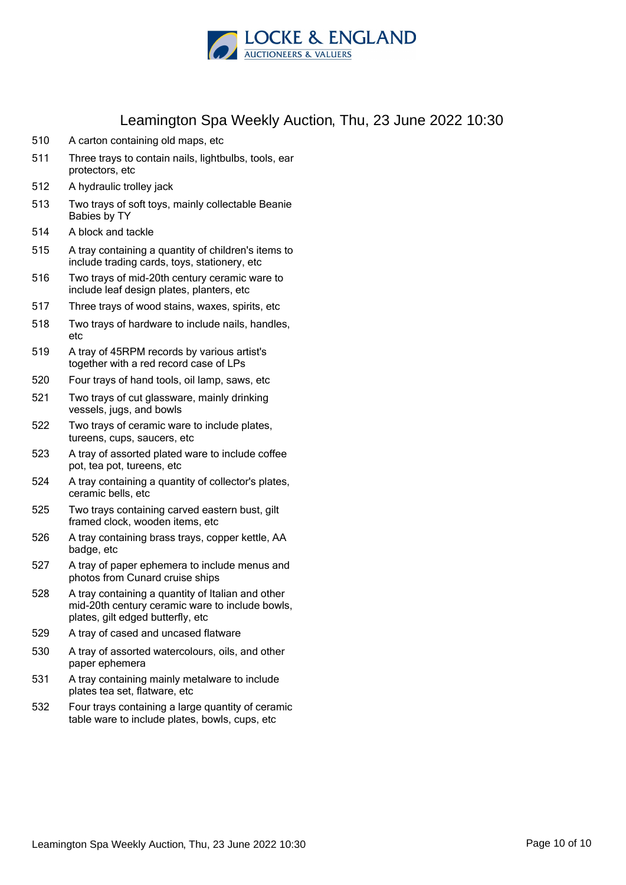LOCKE & ENGLAND
AUCTIONEERS & VALUERS

# Leamington Spa Weekly Auction, Thu, 23 June 2022 10:30

| | |
|---|---|
| 510 | A carton containing old maps, etc |
| 511 | Three trays to contain nails, lightbulbs, tools, ear protectors, etc |
| 512 | A hydraulic trolley jack |
| 513 | Two trays of soft toys, mainly collectable Beanie Babies by TY |
| 514 | A block and tackle |
| 515 | A tray containing a quantity of children's items to include trading cards, toys, stationery, etc |
| 516 | Two trays of mid-20th century ceramic ware to include leaf design plates, planters, etc |
| 517 | Three trays of wood stains, waxes, spirits, etc |
| 518 | Two trays of hardware to include nails, handles, etc |
| 519 | A tray of 45RPM records by various artist's together with a red record case of LPs |
| 520 | Four trays of hand tools, oil lamp, saws, etc |
| 521 | Two trays of cut glassware, mainly drinking vessels, jugs, and bowls |
| 522 | Two trays of ceramic ware to include plates, tureens, cups, saucers, etc |
| 523 | A tray of assorted plated ware to include coffee pot, tea pot, tureens, etc |
| 524 | A tray containing a quantity of collector's plates, ceramic bells, etc |
| 525 | Two trays containing carved eastern bust, gilt framed clock, wooden items, etc |
| 526 | A tray containing brass trays, copper kettle, AA badge, etc |
| 527 | A tray of paper ephemera to include menus and photos from Cunard cruise ships |
| 528 | A tray containing a quantity of Italian and other mid-20th century ceramic ware to include bowls, plates, gilt edged butterfly, etc |
| 529 | A tray of cased and uncased flatware |
| 530 | A tray of assorted watercolours, oils, and other paper ephemera |
| 531 | A tray containing mainly metalware to include plates tea set, flatware, etc |
| 532 | Four trays containing a large quantity of ceramic table ware to include plates, bowls, cups, etc |